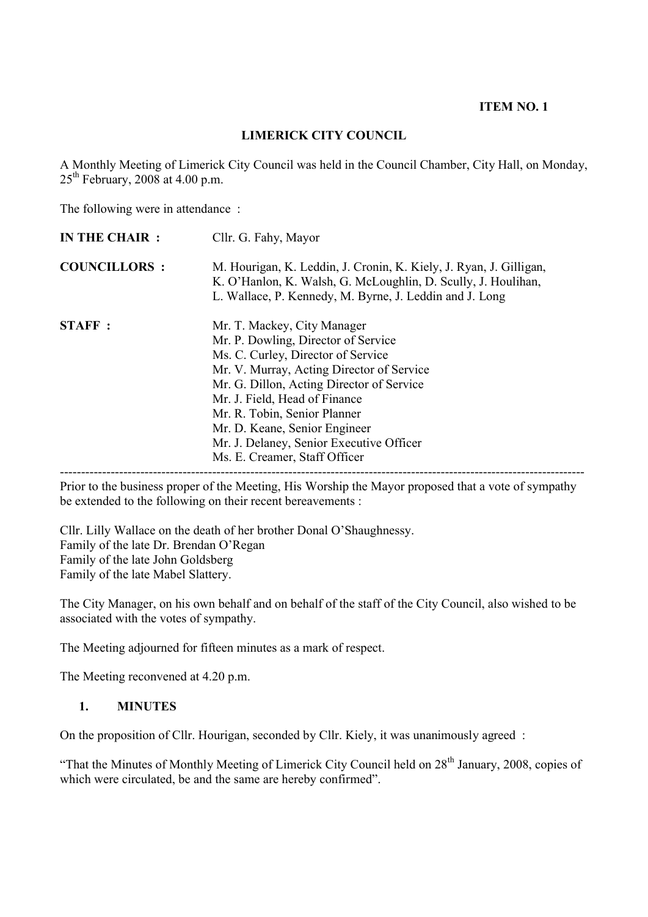**ITEM NO. 1**

# LIMERICK CITY COUNCIL

A Monthly Meeting of Limerick City Council was held in the Council Chamber, City Hall, on Monday, 25th February, 2008 at 4.00 p.m.

The following were in attendance :

| | |
|---|---|
| **IN THE CHAIR :** | Cllr. G. Fahy, Mayor |
| **COUNCILLORS :** | M. Hourigan, K. Leddin, J. Cronin, K. Kiely, J. Ryan, J. Gilligan, K. O'Hanlon, K. Walsh, G. McLoughlin, D. Scully, J. Houlihan, L. Wallace, P. Kennedy, M. Byrne, J. Leddin and J. Long |
| **STAFF :** | Mr. T. Mackey, City Manager<br>Mr. P. Dowling, Director of Service<br>Ms. C. Curley, Director of Service<br>Mr. V. Murray, Acting Director of Service<br>Mr. G. Dillon, Acting Director of Service<br>Mr. J. Field, Head of Finance<br>Mr. R. Tobin, Senior Planner<br>Mr. D. Keane, Senior Engineer<br>Mr. J. Delaney, Senior Executive Officer<br>Ms. E. Creamer, Staff Officer |

---

Prior to the business proper of the Meeting, His Worship the Mayor proposed that a vote of sympathy be extended to the following on their recent bereavements :

Cllr. Lilly Wallace on the death of her brother Donal O'Shaughnessy.
Family of the late Dr. Brendan O'Regan
Family of the late John Goldsberg
Family of the late Mabel Slattery.

The City Manager, on his own behalf and on behalf of the staff of the City Council, also wished to be associated with the votes of sympathy.

The Meeting adjourned for fifteen minutes as a mark of respect.

The Meeting reconvened at 4.20 p.m.

## 1. MINUTES

On the proposition of Cllr. Hourigan, seconded by Cllr. Kiely, it was unanimously agreed :

"That the Minutes of Monthly Meeting of Limerick City Council held on 28th January, 2008, copies of which were circulated, be and the same are hereby confirmed".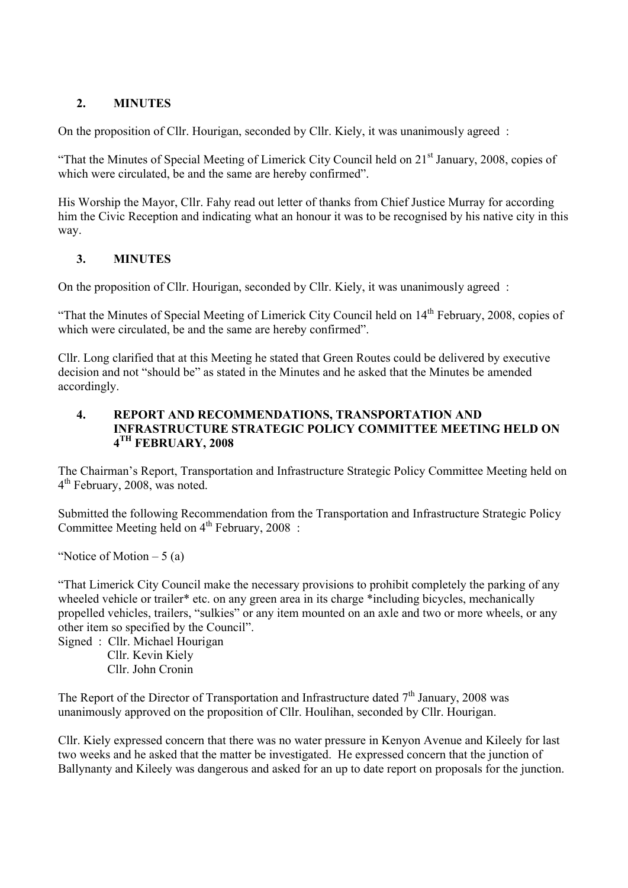## 2. MINUTES

On the proposition of Cllr. Hourigan, seconded by Cllr. Kiely, it was unanimously agreed :

"That the Minutes of Special Meeting of Limerick City Council held on 21st January, 2008, copies of which were circulated, be and the same are hereby confirmed".

His Worship the Mayor, Cllr. Fahy read out letter of thanks from Chief Justice Murray for according him the Civic Reception and indicating what an honour it was to be recognised by his native city in this way.

## 3. MINUTES

On the proposition of Cllr. Hourigan, seconded by Cllr. Kiely, it was unanimously agreed :

"That the Minutes of Special Meeting of Limerick City Council held on 14th February, 2008, copies of which were circulated, be and the same are hereby confirmed".

Cllr. Long clarified that at this Meeting he stated that Green Routes could be delivered by executive decision and not "should be" as stated in the Minutes and he asked that the Minutes be amended accordingly.

## 4. REPORT AND RECOMMENDATIONS, TRANSPORTATION AND INFRASTRUCTURE STRATEGIC POLICY COMMITTEE MEETING HELD ON 4TH FEBRUARY, 2008

The Chairman's Report, Transportation and Infrastructure Strategic Policy Committee Meeting held on 4th February, 2008, was noted.

Submitted the following Recommendation from the Transportation and Infrastructure Strategic Policy Committee Meeting held on 4th February, 2008 :

"Notice of Motion – 5 (a)

"That Limerick City Council make the necessary provisions to prohibit completely the parking of any wheeled vehicle or trailer* etc. on any green area in its charge *including bicycles, mechanically propelled vehicles, trailers, "sulkies" or any item mounted on an axle and two or more wheels, or any other item so specified by the Council".

Signed : Cllr. Michael Hourigan
Cllr. Kevin Kiely
Cllr. John Cronin

The Report of the Director of Transportation and Infrastructure dated 7th January, 2008 was unanimously approved on the proposition of Cllr. Houlihan, seconded by Cllr. Hourigan.

Cllr. Kiely expressed concern that there was no water pressure in Kenyon Avenue and Kileely for last two weeks and he asked that the matter be investigated. He expressed concern that the junction of Ballynanty and Kileely was dangerous and asked for an up to date report on proposals for the junction.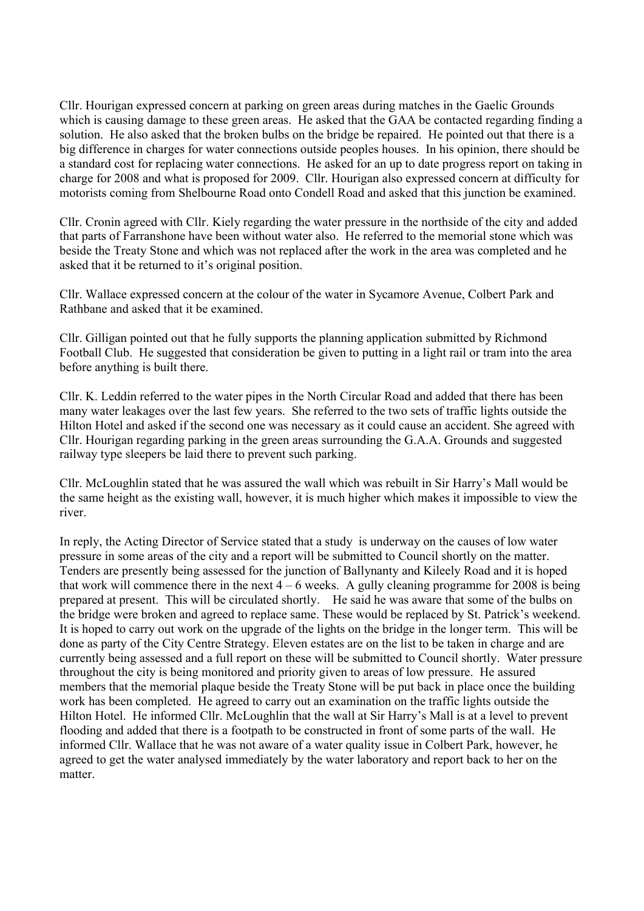Cllr. Hourigan expressed concern at parking on green areas during matches in the Gaelic Grounds which is causing damage to these green areas. He asked that the GAA be contacted regarding finding a solution. He also asked that the broken bulbs on the bridge be repaired. He pointed out that there is a big difference in charges for water connections outside peoples houses. In his opinion, there should be a standard cost for replacing water connections. He asked for an up to date progress report on taking in charge for 2008 and what is proposed for 2009. Cllr. Hourigan also expressed concern at difficulty for motorists coming from Shelbourne Road onto Condell Road and asked that this junction be examined.

Cllr. Cronin agreed with Cllr. Kiely regarding the water pressure in the northside of the city and added that parts of Farranshone have been without water also. He referred to the memorial stone which was beside the Treaty Stone and which was not replaced after the work in the area was completed and he asked that it be returned to it's original position.

Cllr. Wallace expressed concern at the colour of the water in Sycamore Avenue, Colbert Park and Rathbane and asked that it be examined.

Cllr. Gilligan pointed out that he fully supports the planning application submitted by Richmond Football Club. He suggested that consideration be given to putting in a light rail or tram into the area before anything is built there.

Cllr. K. Leddin referred to the water pipes in the North Circular Road and added that there has been many water leakages over the last few years. She referred to the two sets of traffic lights outside the Hilton Hotel and asked if the second one was necessary as it could cause an accident. She agreed with Cllr. Hourigan regarding parking in the green areas surrounding the G.A.A. Grounds and suggested railway type sleepers be laid there to prevent such parking.

Cllr. McLoughlin stated that he was assured the wall which was rebuilt in Sir Harry's Mall would be the same height as the existing wall, however, it is much higher which makes it impossible to view the river.

In reply, the Acting Director of Service stated that a study is underway on the causes of low water pressure in some areas of the city and a report will be submitted to Council shortly on the matter. Tenders are presently being assessed for the junction of Ballynanty and Kileely Road and it is hoped that work will commence there in the next 4 – 6 weeks. A gully cleaning programme for 2008 is being prepared at present. This will be circulated shortly. He said he was aware that some of the bulbs on the bridge were broken and agreed to replace same. These would be replaced by St. Patrick's weekend. It is hoped to carry out work on the upgrade of the lights on the bridge in the longer term. This will be done as party of the City Centre Strategy. Eleven estates are on the list to be taken in charge and are currently being assessed and a full report on these will be submitted to Council shortly. Water pressure throughout the city is being monitored and priority given to areas of low pressure. He assured members that the memorial plaque beside the Treaty Stone will be put back in place once the building work has been completed. He agreed to carry out an examination on the traffic lights outside the Hilton Hotel. He informed Cllr. McLoughlin that the wall at Sir Harry's Mall is at a level to prevent flooding and added that there is a footpath to be constructed in front of some parts of the wall. He informed Cllr. Wallace that he was not aware of a water quality issue in Colbert Park, however, he agreed to get the water analysed immediately by the water laboratory and report back to her on the matter.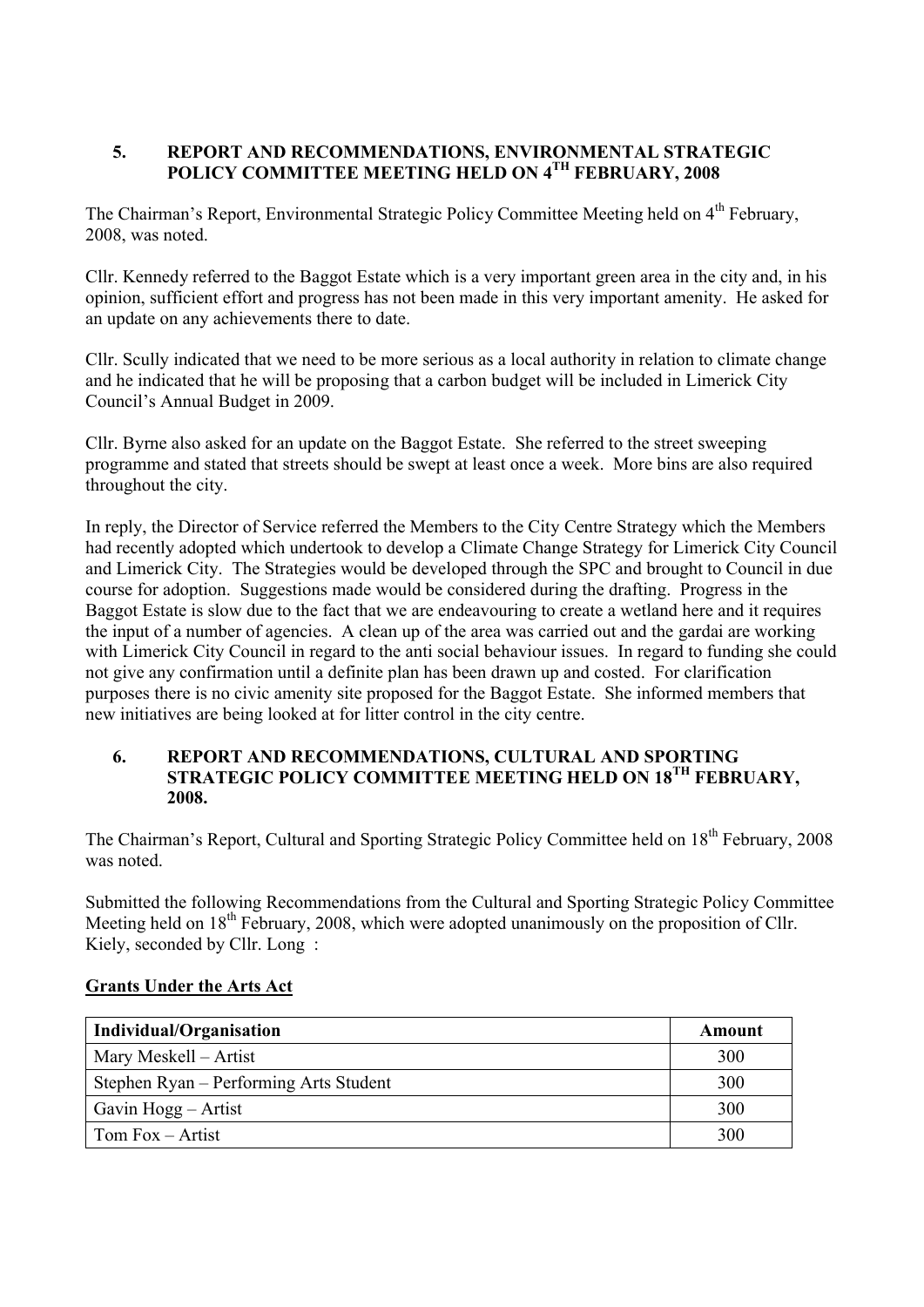## 5. REPORT AND RECOMMENDATIONS, ENVIRONMENTAL STRATEGIC POLICY COMMITTEE MEETING HELD ON 4TH FEBRUARY, 2008

The Chairman's Report, Environmental Strategic Policy Committee Meeting held on 4th February, 2008, was noted.

Cllr. Kennedy referred to the Baggot Estate which is a very important green area in the city and, in his opinion, sufficient effort and progress has not been made in this very important amenity. He asked for an update on any achievements there to date.

Cllr. Scully indicated that we need to be more serious as a local authority in relation to climate change and he indicated that he will be proposing that a carbon budget will be included in Limerick City Council's Annual Budget in 2009.

Cllr. Byrne also asked for an update on the Baggot Estate. She referred to the street sweeping programme and stated that streets should be swept at least once a week. More bins are also required throughout the city.

In reply, the Director of Service referred the Members to the City Centre Strategy which the Members had recently adopted which undertook to develop a Climate Change Strategy for Limerick City Council and Limerick City. The Strategies would be developed through the SPC and brought to Council in due course for adoption. Suggestions made would be considered during the drafting. Progress in the Baggot Estate is slow due to the fact that we are endeavouring to create a wetland here and it requires the input of a number of agencies. A clean up of the area was carried out and the gardai are working with Limerick City Council in regard to the anti social behaviour issues. In regard to funding she could not give any confirmation until a definite plan has been drawn up and costed. For clarification purposes there is no civic amenity site proposed for the Baggot Estate. She informed members that new initiatives are being looked at for litter control in the city centre.

## 6. REPORT AND RECOMMENDATIONS, CULTURAL AND SPORTING STRATEGIC POLICY COMMITTEE MEETING HELD ON 18TH FEBRUARY, 2008.

The Chairman's Report, Cultural and Sporting Strategic Policy Committee held on 18th February, 2008 was noted.

Submitted the following Recommendations from the Cultural and Sporting Strategic Policy Committee Meeting held on 18th February, 2008, which were adopted unanimously on the proposition of Cllr. Kiely, seconded by Cllr. Long :

**Grants Under the Arts Act**

| Individual/Organisation | Amount |
|---|---|
| Mary Meskell – Artist | 300 |
| Stephen Ryan – Performing Arts Student | 300 |
| Gavin Hogg – Artist | 300 |
| Tom Fox – Artist | 300 |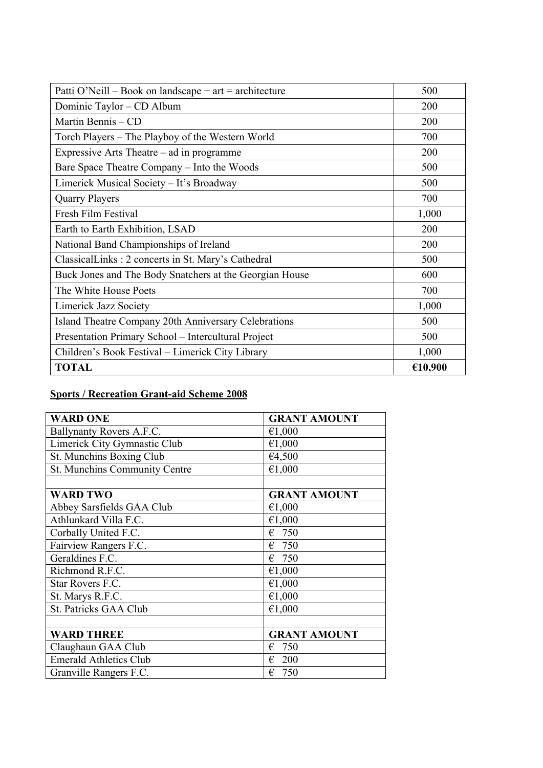| | |
|---|---|
| Patti O'Neill – Book on landscape + art = architecture | 500 |
| Dominic Taylor – CD Album | 200 |
| Martin Bennis – CD | 200 |
| Torch Players – The Playboy of the Western World | 700 |
| Expressive Arts Theatre – ad in programme | 200 |
| Bare Space Theatre Company – Into the Woods | 500 |
| Limerick Musical Society – It's Broadway | 500 |
| Quarry Players | 700 |
| Fresh Film Festival | 1,000 |
| Earth to Earth Exhibition, LSAD | 200 |
| National Band Championships of Ireland | 200 |
| ClassicalLinks : 2 concerts in St. Mary's Cathedral | 500 |
| Buck Jones and The Body Snatchers at the Georgian House | 600 |
| The White House Poets | 700 |
| Limerick Jazz Society | 1,000 |
| Island Theatre Company 20th Anniversary Celebrations | 500 |
| Presentation Primary School – Intercultural Project | 500 |
| Children's Book Festival – Limerick City Library | 1,000 |
| **TOTAL** | **€10,900** |

**Sports / Recreation Grant-aid Scheme 2008**

| **WARD ONE** | **GRANT AMOUNT** |
|---|---|
| Ballynanty Rovers A.F.C. | €1,000 |
| Limerick City Gymnastic Club | €1,000 |
| St. Munchins Boxing Club | €4,500 |
| St. Munchins Community Centre | €1,000 |
| | |
| **WARD TWO** | **GRANT AMOUNT** |
| Abbey Sarsfields GAA Club | €1,000 |
| Athlunkard Villa F.C. | €1,000 |
| Corbally United F.C. | € 750 |
| Fairview Rangers F.C. | € 750 |
| Geraldines F.C. | € 750 |
| Richmond R.F.C. | €1,000 |
| Star Rovers F.C. | €1,000 |
| St. Marys R.F.C. | €1,000 |
| St. Patricks GAA Club | €1,000 |
| | |
| **WARD THREE** | **GRANT AMOUNT** |
| Claughaun GAA Club | € 750 |
| Emerald Athletics Club | € 200 |
| Granville Rangers F.C. | € 750 |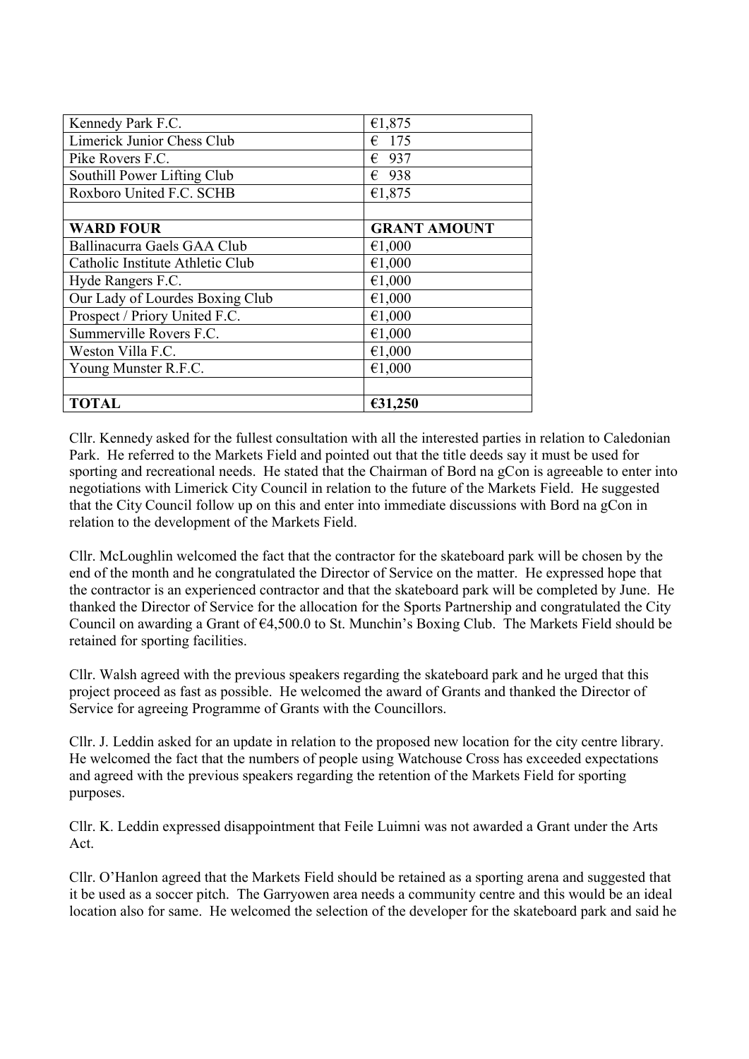| Kennedy Park F.C. | €1,875 |
|---|---|
| Limerick Junior Chess Club | € 175 |
| Pike Rovers F.C. | € 937 |
| Southill Power Lifting Club | € 938 |
| Roxboro United F.C. SCHB | €1,875 |
| | |
| **WARD FOUR** | **GRANT AMOUNT** |
| Ballinacurra Gaels GAA Club | €1,000 |
| Catholic Institute Athletic Club | €1,000 |
| Hyde Rangers F.C. | €1,000 |
| Our Lady of Lourdes Boxing Club | €1,000 |
| Prospect / Priory United F.C. | €1,000 |
| Summerville Rovers F.C. | €1,000 |
| Weston Villa F.C. | €1,000 |
| Young Munster R.F.C. | €1,000 |
| | |
| **TOTAL** | **€31,250** |

Cllr. Kennedy asked for the fullest consultation with all the interested parties in relation to Caledonian Park. He referred to the Markets Field and pointed out that the title deeds say it must be used for sporting and recreational needs. He stated that the Chairman of Bord na gCon is agreeable to enter into negotiations with Limerick City Council in relation to the future of the Markets Field. He suggested that the City Council follow up on this and enter into immediate discussions with Bord na gCon in relation to the development of the Markets Field.

Cllr. McLoughlin welcomed the fact that the contractor for the skateboard park will be chosen by the end of the month and he congratulated the Director of Service on the matter. He expressed hope that the contractor is an experienced contractor and that the skateboard park will be completed by June. He thanked the Director of Service for the allocation for the Sports Partnership and congratulated the City Council on awarding a Grant of €4,500.0 to St. Munchin's Boxing Club. The Markets Field should be retained for sporting facilities.

Cllr. Walsh agreed with the previous speakers regarding the skateboard park and he urged that this project proceed as fast as possible. He welcomed the award of Grants and thanked the Director of Service for agreeing Programme of Grants with the Councillors.

Cllr. J. Leddin asked for an update in relation to the proposed new location for the city centre library. He welcomed the fact that the numbers of people using Watchouse Cross has exceeded expectations and agreed with the previous speakers regarding the retention of the Markets Field for sporting purposes.

Cllr. K. Leddin expressed disappointment that Feile Luimni was not awarded a Grant under the Arts Act.

Cllr. O'Hanlon agreed that the Markets Field should be retained as a sporting arena and suggested that it be used as a soccer pitch. The Garryowen area needs a community centre and this would be an ideal location also for same. He welcomed the selection of the developer for the skateboard park and said he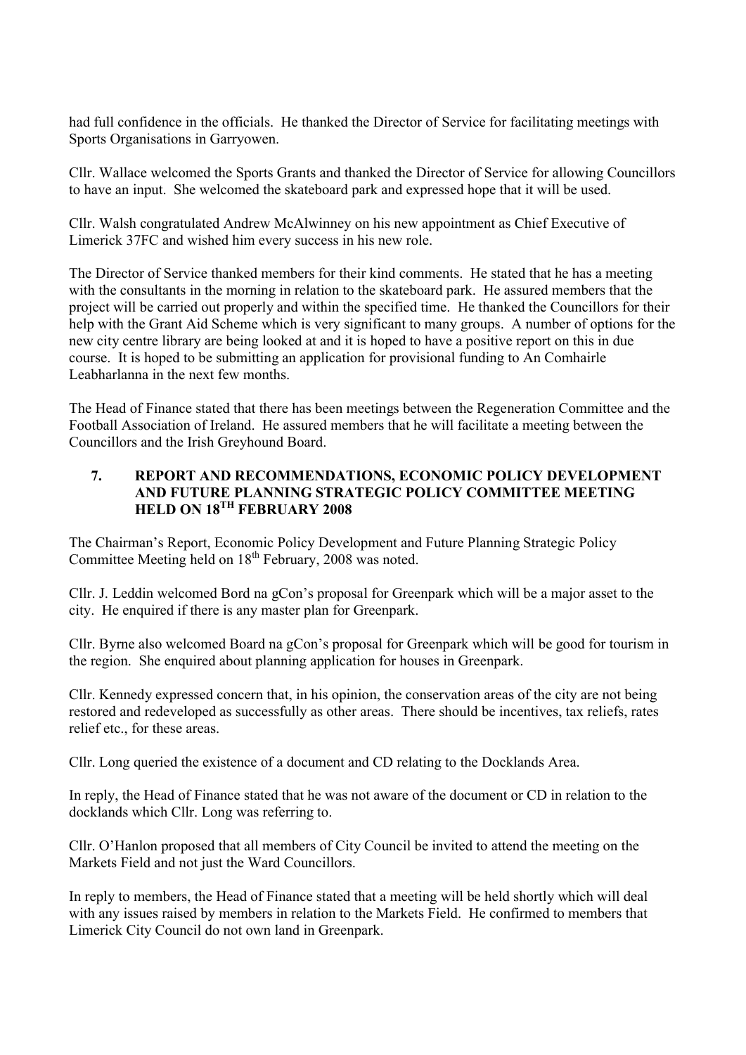had full confidence in the officials. He thanked the Director of Service for facilitating meetings with Sports Organisations in Garryowen.

Cllr. Wallace welcomed the Sports Grants and thanked the Director of Service for allowing Councillors to have an input. She welcomed the skateboard park and expressed hope that it will be used.

Cllr. Walsh congratulated Andrew McAlwinney on his new appointment as Chief Executive of Limerick 37FC and wished him every success in his new role.

The Director of Service thanked members for their kind comments. He stated that he has a meeting with the consultants in the morning in relation to the skateboard park. He assured members that the project will be carried out properly and within the specified time. He thanked the Councillors for their help with the Grant Aid Scheme which is very significant to many groups. A number of options for the new city centre library are being looked at and it is hoped to have a positive report on this in due course. It is hoped to be submitting an application for provisional funding to An Comhairle Leabharlanna in the next few months.

The Head of Finance stated that there has been meetings between the Regeneration Committee and the Football Association of Ireland. He assured members that he will facilitate a meeting between the Councillors and the Irish Greyhound Board.

## 7. REPORT AND RECOMMENDATIONS, ECONOMIC POLICY DEVELOPMENT AND FUTURE PLANNING STRATEGIC POLICY COMMITTEE MEETING HELD ON 18TH FEBRUARY 2008

The Chairman's Report, Economic Policy Development and Future Planning Strategic Policy Committee Meeting held on 18th February, 2008 was noted.

Cllr. J. Leddin welcomed Bord na gCon's proposal for Greenpark which will be a major asset to the city. He enquired if there is any master plan for Greenpark.

Cllr. Byrne also welcomed Board na gCon's proposal for Greenpark which will be good for tourism in the region. She enquired about planning application for houses in Greenpark.

Cllr. Kennedy expressed concern that, in his opinion, the conservation areas of the city are not being restored and redeveloped as successfully as other areas. There should be incentives, tax reliefs, rates relief etc., for these areas.

Cllr. Long queried the existence of a document and CD relating to the Docklands Area.

In reply, the Head of Finance stated that he was not aware of the document or CD in relation to the docklands which Cllr. Long was referring to.

Cllr. O'Hanlon proposed that all members of City Council be invited to attend the meeting on the Markets Field and not just the Ward Councillors.

In reply to members, the Head of Finance stated that a meeting will be held shortly which will deal with any issues raised by members in relation to the Markets Field. He confirmed to members that Limerick City Council do not own land in Greenpark.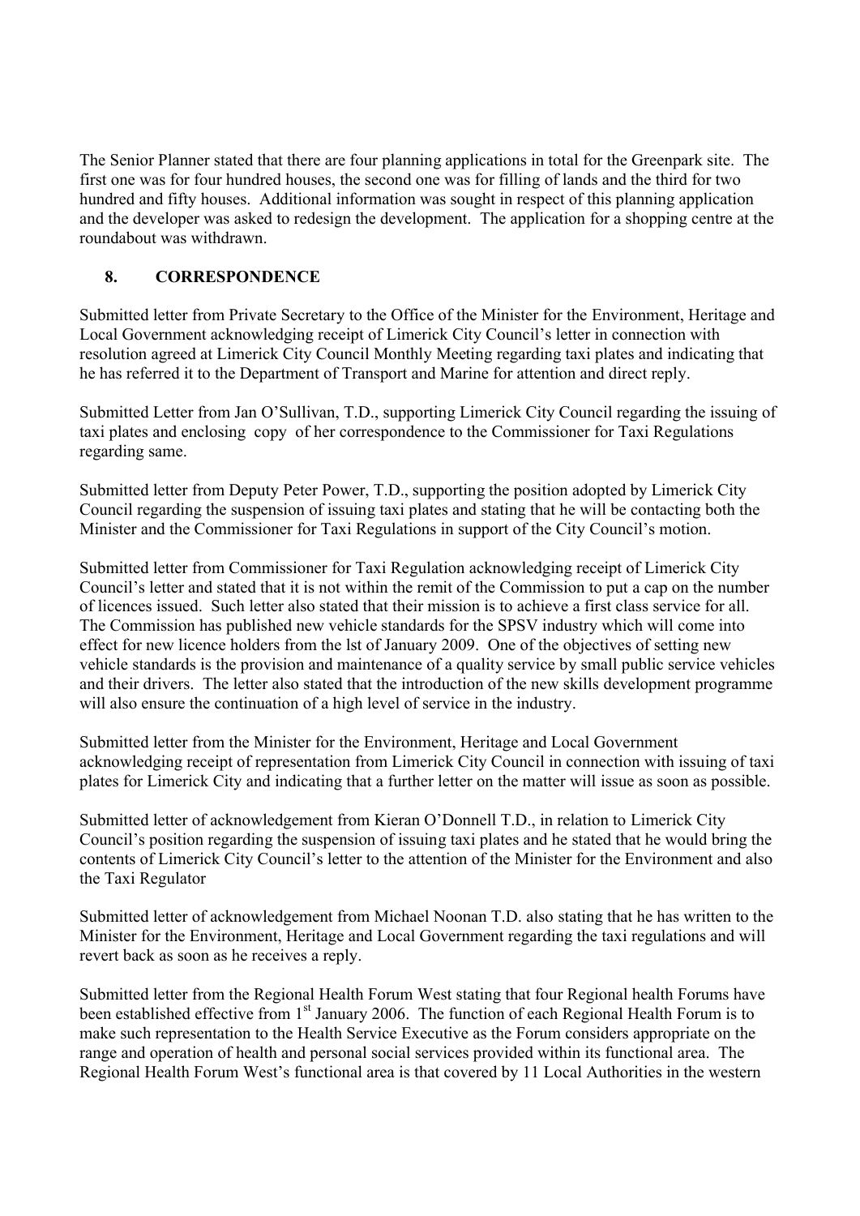The Senior Planner stated that there are four planning applications in total for the Greenpark site. The first one was for four hundred houses, the second one was for filling of lands and the third for two hundred and fifty houses. Additional information was sought in respect of this planning application and the developer was asked to redesign the development. The application for a shopping centre at the roundabout was withdrawn.

## 8. CORRESPONDENCE

Submitted letter from Private Secretary to the Office of the Minister for the Environment, Heritage and Local Government acknowledging receipt of Limerick City Council's letter in connection with resolution agreed at Limerick City Council Monthly Meeting regarding taxi plates and indicating that he has referred it to the Department of Transport and Marine for attention and direct reply.

Submitted Letter from Jan O'Sullivan, T.D., supporting Limerick City Council regarding the issuing of taxi plates and enclosing copy of her correspondence to the Commissioner for Taxi Regulations regarding same.

Submitted letter from Deputy Peter Power, T.D., supporting the position adopted by Limerick City Council regarding the suspension of issuing taxi plates and stating that he will be contacting both the Minister and the Commissioner for Taxi Regulations in support of the City Council's motion.

Submitted letter from Commissioner for Taxi Regulation acknowledging receipt of Limerick City Council's letter and stated that it is not within the remit of the Commission to put a cap on the number of licences issued. Such letter also stated that their mission is to achieve a first class service for all. The Commission has published new vehicle standards for the SPSV industry which will come into effect for new licence holders from the lst of January 2009. One of the objectives of setting new vehicle standards is the provision and maintenance of a quality service by small public service vehicles and their drivers. The letter also stated that the introduction of the new skills development programme will also ensure the continuation of a high level of service in the industry.

Submitted letter from the Minister for the Environment, Heritage and Local Government acknowledging receipt of representation from Limerick City Council in connection with issuing of taxi plates for Limerick City and indicating that a further letter on the matter will issue as soon as possible.

Submitted letter of acknowledgement from Kieran O'Donnell T.D., in relation to Limerick City Council's position regarding the suspension of issuing taxi plates and he stated that he would bring the contents of Limerick City Council's letter to the attention of the Minister for the Environment and also the Taxi Regulator

Submitted letter of acknowledgement from Michael Noonan T.D. also stating that he has written to the Minister for the Environment, Heritage and Local Government regarding the taxi regulations and will revert back as soon as he receives a reply.

Submitted letter from the Regional Health Forum West stating that four Regional health Forums have been established effective from 1st January 2006. The function of each Regional Health Forum is to make such representation to the Health Service Executive as the Forum considers appropriate on the range and operation of health and personal social services provided within its functional area. The Regional Health Forum West's functional area is that covered by 11 Local Authorities in the western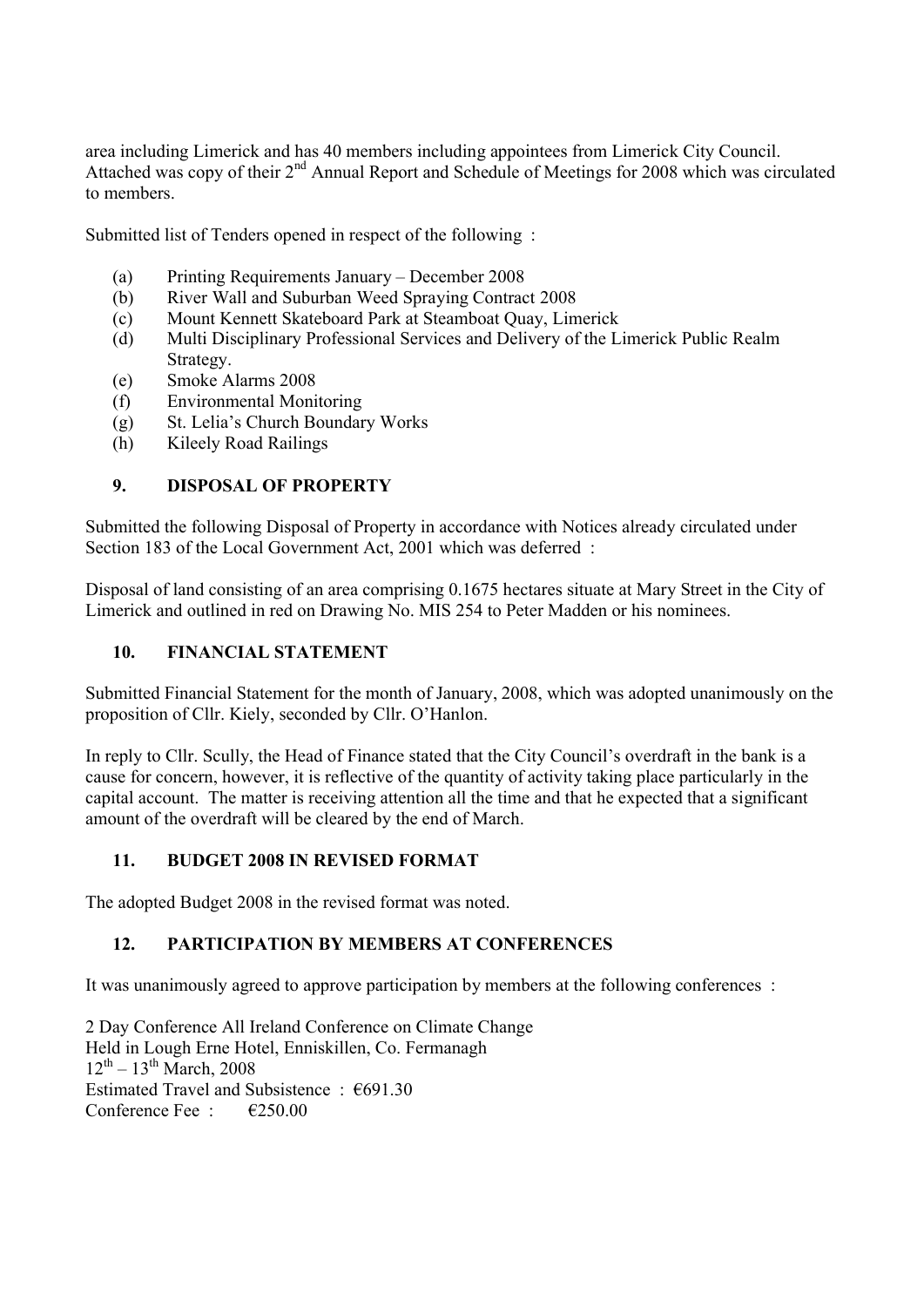area including Limerick and has 40 members including appointees from Limerick City Council. Attached was copy of their 2nd Annual Report and Schedule of Meetings for 2008 which was circulated to members.

Submitted list of Tenders opened in respect of the following :

(a) Printing Requirements January – December 2008
(b) River Wall and Suburban Weed Spraying Contract 2008
(c) Mount Kennett Skateboard Park at Steamboat Quay, Limerick
(d) Multi Disciplinary Professional Services and Delivery of the Limerick Public Realm Strategy.
(e) Smoke Alarms 2008
(f) Environmental Monitoring
(g) St. Lelia's Church Boundary Works
(h) Kileely Road Railings

## 9. DISPOSAL OF PROPERTY

Submitted the following Disposal of Property in accordance with Notices already circulated under Section 183 of the Local Government Act, 2001 which was deferred :

Disposal of land consisting of an area comprising 0.1675 hectares situate at Mary Street in the City of Limerick and outlined in red on Drawing No. MIS 254 to Peter Madden or his nominees.

## 10. FINANCIAL STATEMENT

Submitted Financial Statement for the month of January, 2008, which was adopted unanimously on the proposition of Cllr. Kiely, seconded by Cllr. O'Hanlon.

In reply to Cllr. Scully, the Head of Finance stated that the City Council's overdraft in the bank is a cause for concern, however, it is reflective of the quantity of activity taking place particularly in the capital account. The matter is receiving attention all the time and that he expected that a significant amount of the overdraft will be cleared by the end of March.

## 11. BUDGET 2008 IN REVISED FORMAT

The adopted Budget 2008 in the revised format was noted.

## 12. PARTICIPATION BY MEMBERS AT CONFERENCES

It was unanimously agreed to approve participation by members at the following conferences :

2 Day Conference All Ireland Conference on Climate Change
Held in Lough Erne Hotel, Enniskillen, Co. Fermanagh
12th – 13th March, 2008
Estimated Travel and Subsistence : €691.30
Conference Fee : €250.00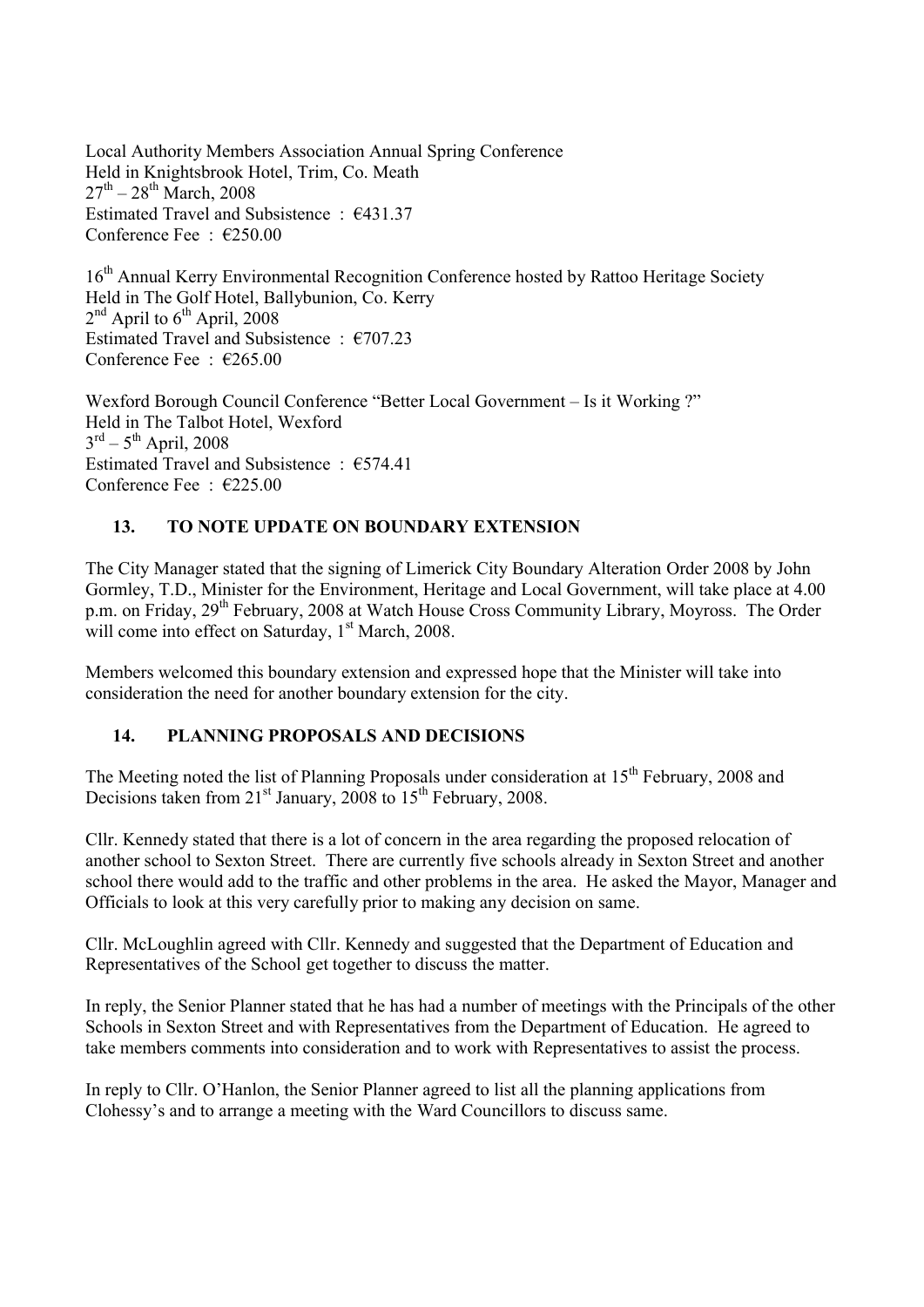Local Authority Members Association Annual Spring Conference
Held in Knightsbrook Hotel, Trim, Co. Meath
27th – 28th March, 2008
Estimated Travel and Subsistence : €431.37
Conference Fee : €250.00

16th Annual Kerry Environmental Recognition Conference hosted by Rattoo Heritage Society
Held in The Golf Hotel, Ballybunion, Co. Kerry
2nd April to 6th April, 2008
Estimated Travel and Subsistence : €707.23
Conference Fee : €265.00

Wexford Borough Council Conference "Better Local Government – Is it Working ?"
Held in The Talbot Hotel, Wexford
3rd – 5th April, 2008
Estimated Travel and Subsistence : €574.41
Conference Fee : €225.00

### 13. TO NOTE UPDATE ON BOUNDARY EXTENSION

The City Manager stated that the signing of Limerick City Boundary Alteration Order 2008 by John Gormley, T.D., Minister for the Environment, Heritage and Local Government, will take place at 4.00 p.m. on Friday, 29th February, 2008 at Watch House Cross Community Library, Moyross. The Order will come into effect on Saturday, 1st March, 2008.

Members welcomed this boundary extension and expressed hope that the Minister will take into consideration the need for another boundary extension for the city.

### 14. PLANNING PROPOSALS AND DECISIONS

The Meeting noted the list of Planning Proposals under consideration at 15th February, 2008 and Decisions taken from 21st January, 2008 to 15th February, 2008.

Cllr. Kennedy stated that there is a lot of concern in the area regarding the proposed relocation of another school to Sexton Street. There are currently five schools already in Sexton Street and another school there would add to the traffic and other problems in the area. He asked the Mayor, Manager and Officials to look at this very carefully prior to making any decision on same.

Cllr. McLoughlin agreed with Cllr. Kennedy and suggested that the Department of Education and Representatives of the School get together to discuss the matter.

In reply, the Senior Planner stated that he has had a number of meetings with the Principals of the other Schools in Sexton Street and with Representatives from the Department of Education. He agreed to take members comments into consideration and to work with Representatives to assist the process.

In reply to Cllr. O'Hanlon, the Senior Planner agreed to list all the planning applications from Clohessy's and to arrange a meeting with the Ward Councillors to discuss same.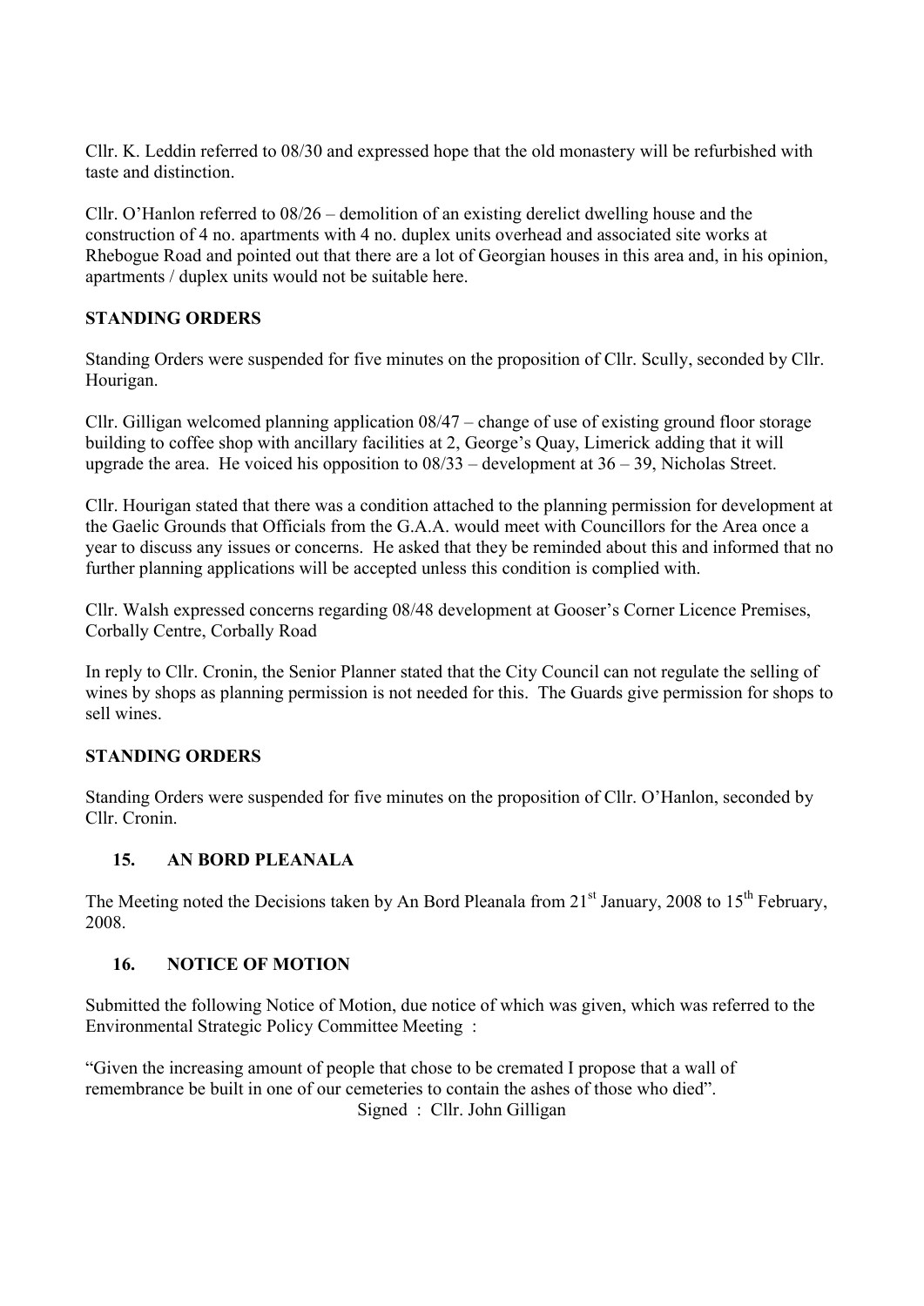Cllr. K. Leddin referred to 08/30 and expressed hope that the old monastery will be refurbished with taste and distinction.

Cllr. O'Hanlon referred to 08/26 – demolition of an existing derelict dwelling house and the construction of 4 no. apartments with 4 no. duplex units overhead and associated site works at Rhebogue Road and pointed out that there are a lot of Georgian houses in this area and, in his opinion, apartments / duplex units would not be suitable here.

**STANDING ORDERS**

Standing Orders were suspended for five minutes on the proposition of Cllr. Scully, seconded by Cllr. Hourigan.

Cllr. Gilligan welcomed planning application 08/47 – change of use of existing ground floor storage building to coffee shop with ancillary facilities at 2, George's Quay, Limerick adding that it will upgrade the area. He voiced his opposition to 08/33 – development at 36 – 39, Nicholas Street.

Cllr. Hourigan stated that there was a condition attached to the planning permission for development at the Gaelic Grounds that Officials from the G.A.A. would meet with Councillors for the Area once a year to discuss any issues or concerns. He asked that they be reminded about this and informed that no further planning applications will be accepted unless this condition is complied with.

Cllr. Walsh expressed concerns regarding 08/48 development at Gooser's Corner Licence Premises, Corbally Centre, Corbally Road

In reply to Cllr. Cronin, the Senior Planner stated that the City Council can not regulate the selling of wines by shops as planning permission is not needed for this. The Guards give permission for shops to sell wines.

**STANDING ORDERS**

Standing Orders were suspended for five minutes on the proposition of Cllr. O'Hanlon, seconded by Cllr. Cronin.

## 15. AN BORD PLEANALA

The Meeting noted the Decisions taken by An Bord Pleanala from 21st January, 2008 to 15th February, 2008.

## 16. NOTICE OF MOTION

Submitted the following Notice of Motion, due notice of which was given, which was referred to the Environmental Strategic Policy Committee Meeting :

"Given the increasing amount of people that chose to be cremated I propose that a wall of remembrance be built in one of our cemeteries to contain the ashes of those who died".

Signed : Cllr. John Gilligan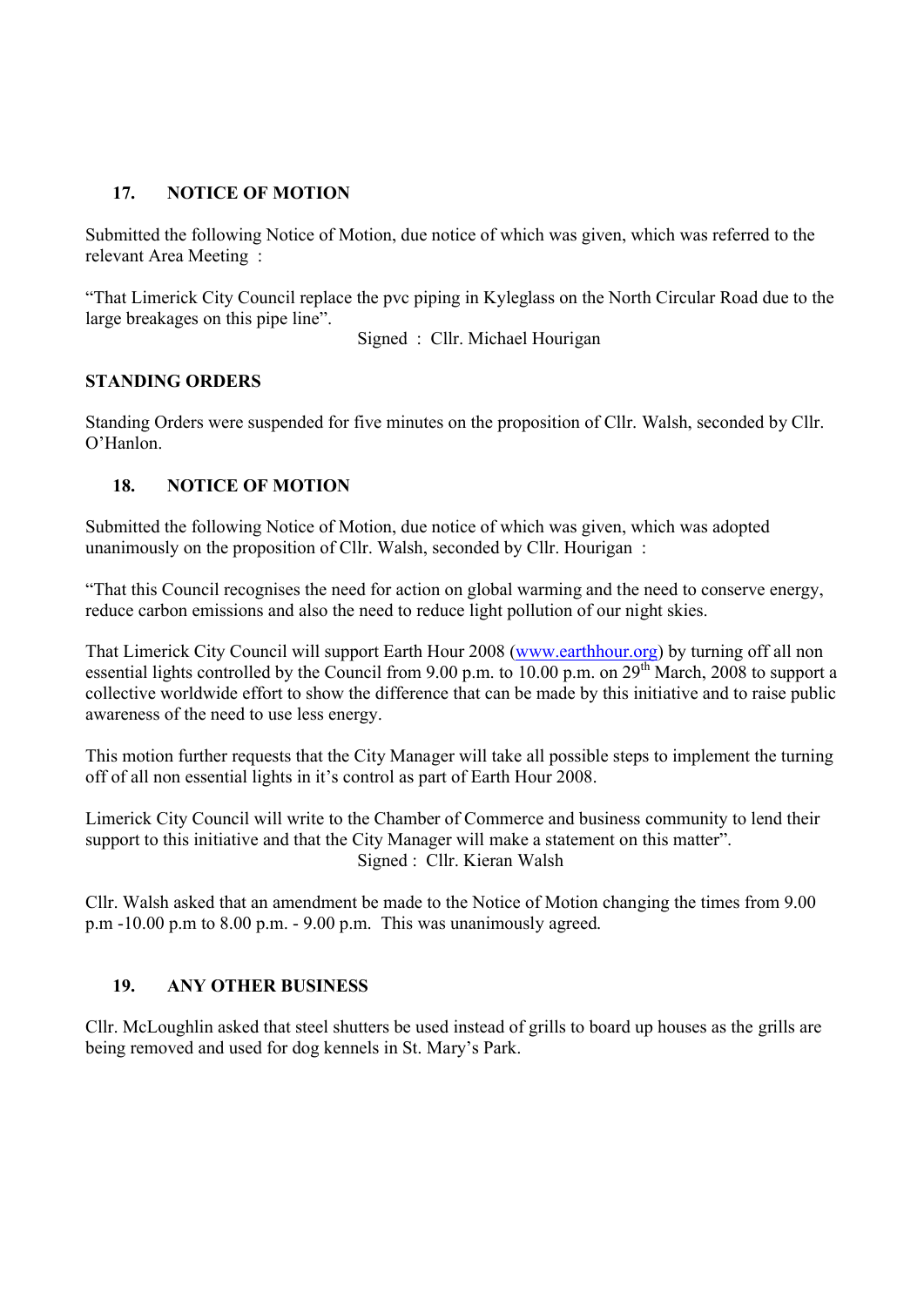## 17. NOTICE OF MOTION

Submitted the following Notice of Motion, due notice of which was given, which was referred to the relevant Area Meeting :

"That Limerick City Council replace the pvc piping in Kyleglass on the North Circular Road due to the large breakages on this pipe line".

Signed : Cllr. Michael Hourigan

**STANDING ORDERS**

Standing Orders were suspended for five minutes on the proposition of Cllr. Walsh, seconded by Cllr. O'Hanlon.

## 18. NOTICE OF MOTION

Submitted the following Notice of Motion, due notice of which was given, which was adopted unanimously on the proposition of Cllr. Walsh, seconded by Cllr. Hourigan :

"That this Council recognises the need for action on global warming and the need to conserve energy, reduce carbon emissions and also the need to reduce light pollution of our night skies.

That Limerick City Council will support Earth Hour 2008 (www.earthhour.org) by turning off all non essential lights controlled by the Council from 9.00 p.m. to 10.00 p.m. on 29th March, 2008 to support a collective worldwide effort to show the difference that can be made by this initiative and to raise public awareness of the need to use less energy.

This motion further requests that the City Manager will take all possible steps to implement the turning off of all non essential lights in it's control as part of Earth Hour 2008.

Limerick City Council will write to the Chamber of Commerce and business community to lend their support to this initiative and that the City Manager will make a statement on this matter".

Signed : Cllr. Kieran Walsh

Cllr. Walsh asked that an amendment be made to the Notice of Motion changing the times from 9.00 p.m -10.00 p.m to 8.00 p.m. - 9.00 p.m. This was unanimously agreed.

## 19. ANY OTHER BUSINESS

Cllr. McLoughlin asked that steel shutters be used instead of grills to board up houses as the grills are being removed and used for dog kennels in St. Mary's Park.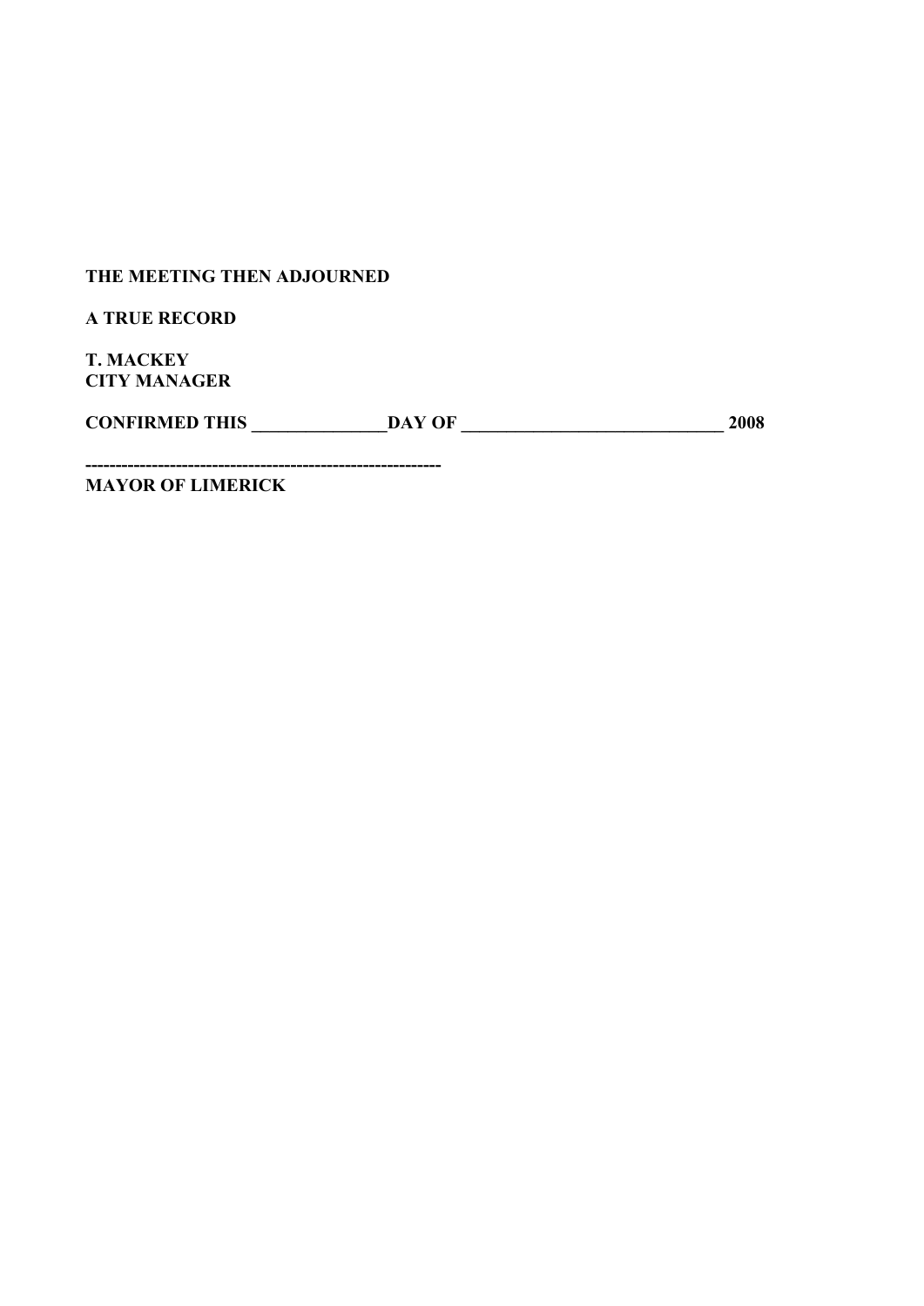**THE MEETING THEN ADJOURNED**

**A TRUE RECORD**

**T. MACKEY**
**CITY MANAGER**

**CONFIRMED THIS _______________DAY OF _____________________________ 2008**

**-----------------------------------------------------------**
**MAYOR OF LIMERICK**